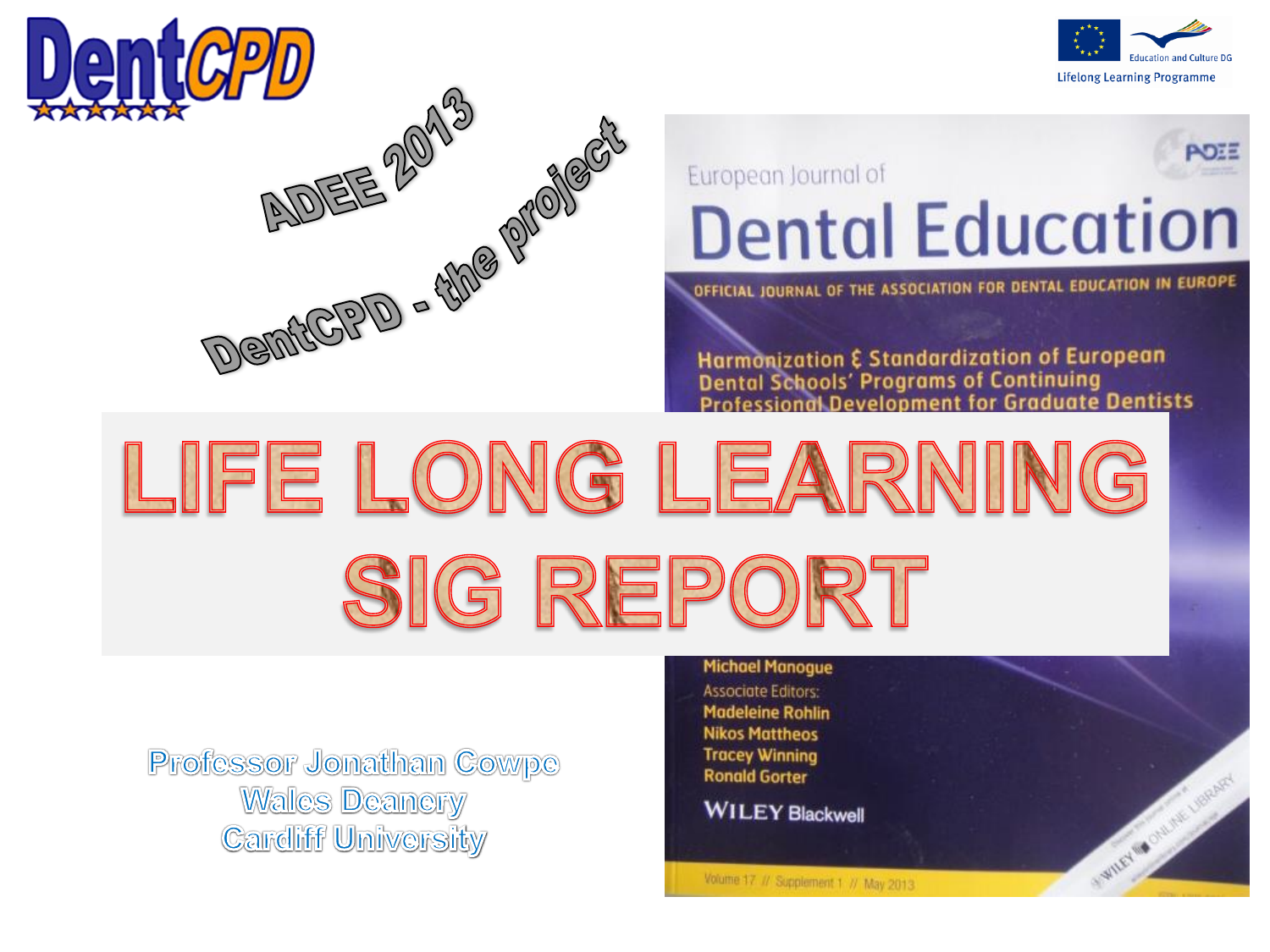DentCPD

Education and Culture DG
Lifelong Learning Programme

ADEE 2013

DentCPD - the project

European Journal of
Dental Education

OFFICIAL JOURNAL OF THE ASSOCIATION FOR DENTAL EDUCATION IN EUROPE

Harmonization & Standardization of European Dental Schools' Programs of Continuing Professional Development for Graduate Dentists

# LIFE LONG LEARNING SIG REPORT

Michael Manogue
Associate Editors:
Madeleine Rohlin
Nikos Mattheos
Tracey Winning
Ronald Gorter

WILEY Blackwell

Volume 17 // Supplement 1 // May 2013

Professor Jonathan Cowpe
Wales Deanery
Cardiff University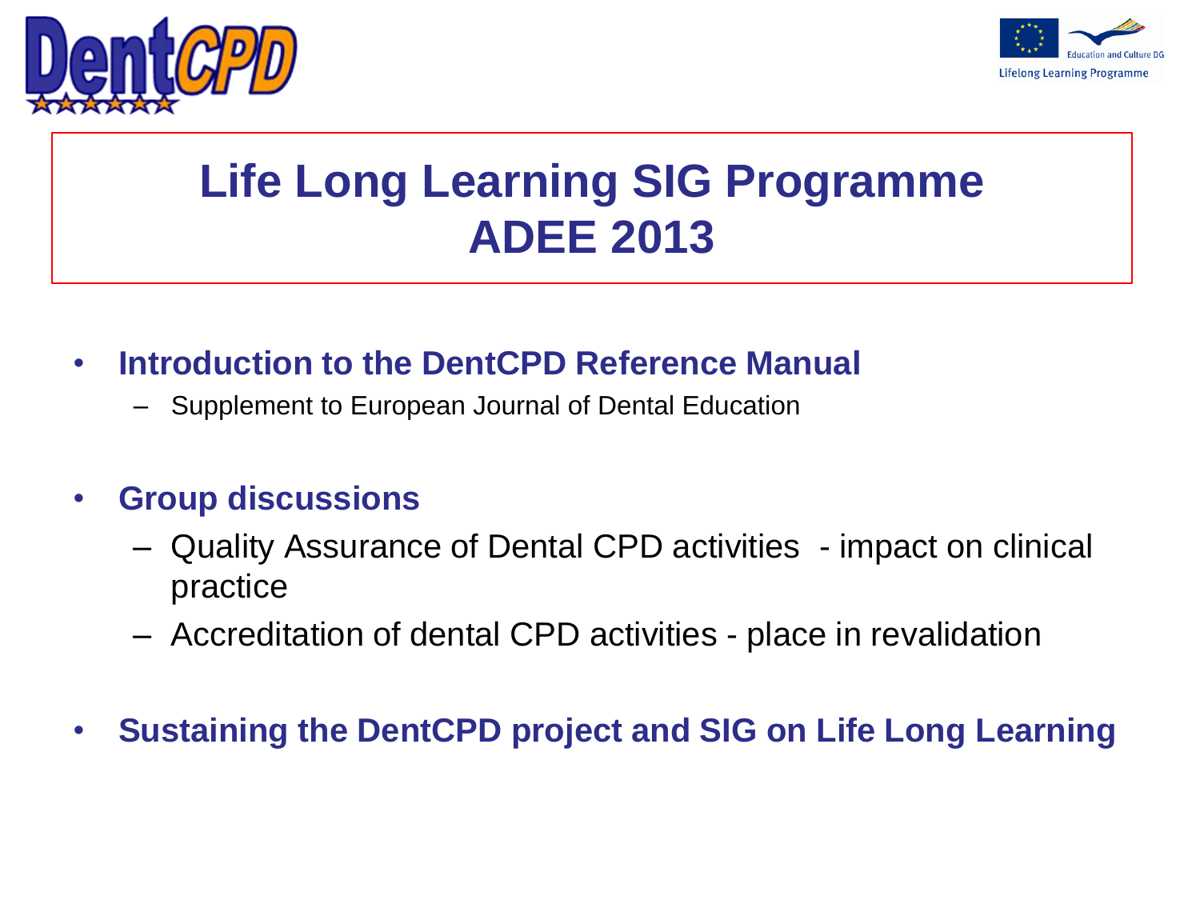# Life Long Learning SIG Programme ADEE 2013

- **Introduction to the DentCPD Reference Manual**
  - Supplement to European Journal of Dental Education
- **Group discussions**
  - Quality Assurance of Dental CPD activities - impact on clinical practice
  - Accreditation of dental CPD activities - place in revalidation
- **Sustaining the DentCPD project and SIG on Life Long Learning**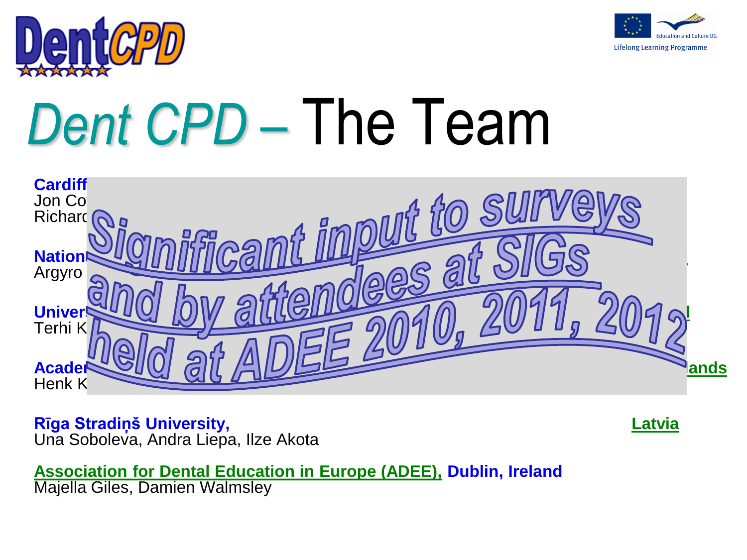# *Dent CPD* – The Team

**Cardiff**
Jon Co
Richard

**Nation**
Argyro

**Univer**
Terhi K

**Acader** ... **lands**
Henk K

Significant input to surveys and by attendees at SIGs held at ADEE 2010, 2011, 2012

**Rīga Stradiņš University,** **Latvia**
Una Soboleva, Andra Liepa, Ilze Akota

**Association for Dental Education in Europe (ADEE), Dublin, Ireland**
Majella Giles, Damien Walmsley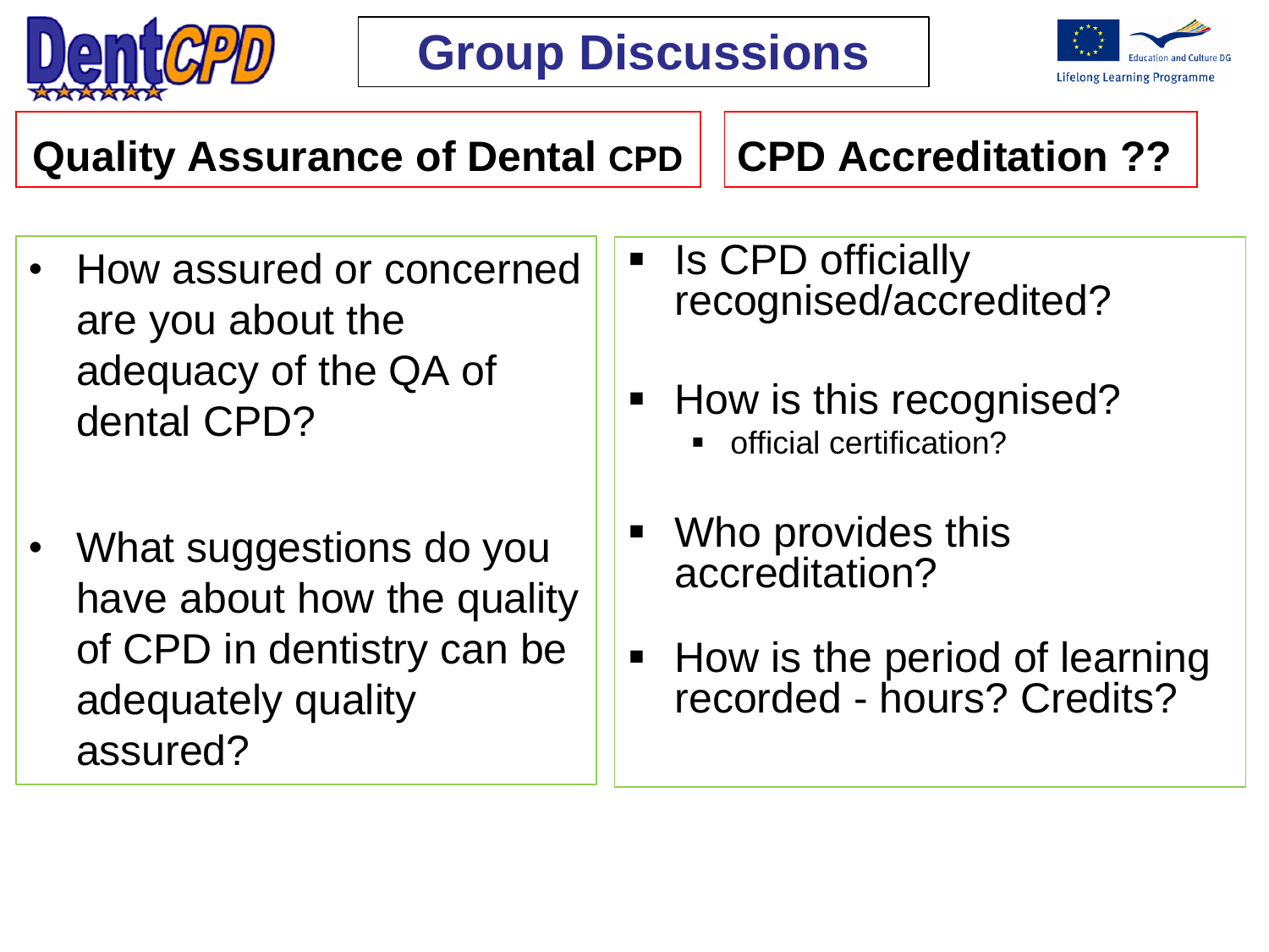# Group Discussions

## Quality Assurance of Dental CPD

- How assured or concerned are you about the adequacy of the QA of dental CPD?
- What suggestions do you have about how the quality of CPD in dentistry can be adequately quality assured?

## CPD Accreditation ??

- Is CPD officially recognised/accredited?
- How is this recognised?
  - official certification?
- Who provides this accreditation?
- How is the period of learning recorded - hours? Credits?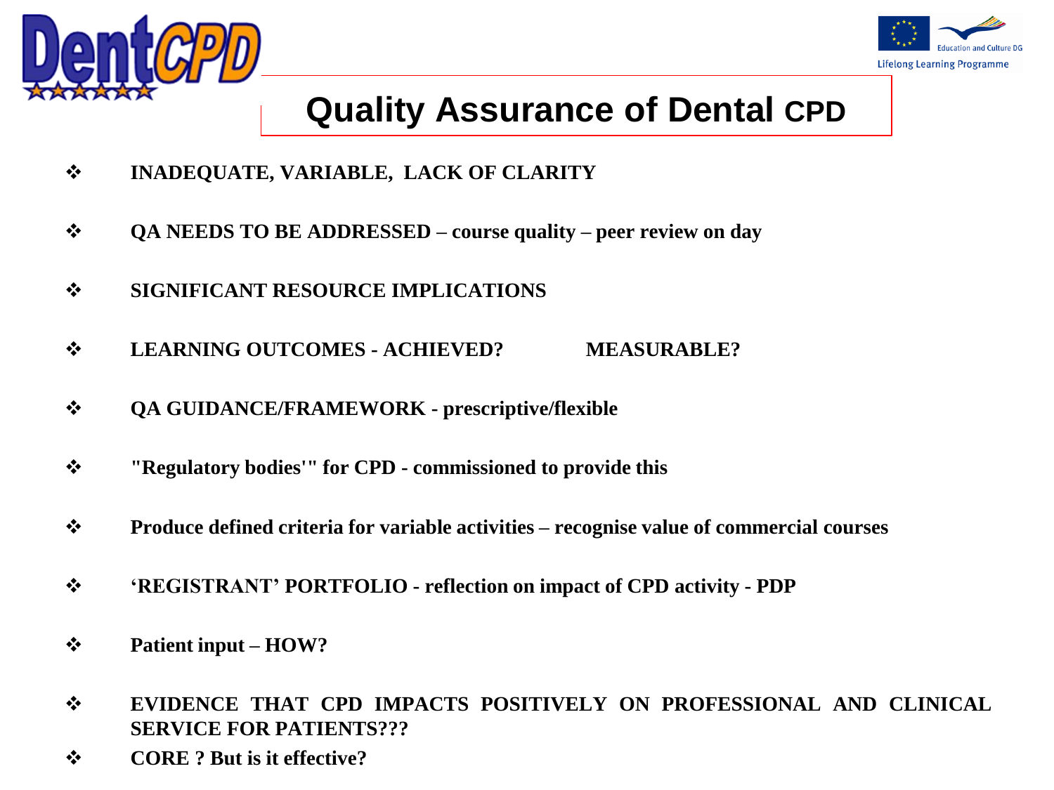# Quality Assurance of Dental CPD

- **INADEQUATE, VARIABLE, LACK OF CLARITY**
- **QA NEEDS TO BE ADDRESSED – course quality – peer review on day**
- **SIGNIFICANT RESOURCE IMPLICATIONS**
- **LEARNING OUTCOMES - ACHIEVED? MEASURABLE?**
- **QA GUIDANCE/FRAMEWORK - prescriptive/flexible**
- **"Regulatory bodies'" for CPD - commissioned to provide this**
- **Produce defined criteria for variable activities – recognise value of commercial courses**
- **'REGISTRANT' PORTFOLIO - reflection on impact of CPD activity - PDP**
- **Patient input – HOW?**
- **EVIDENCE THAT CPD IMPACTS POSITIVELY ON PROFESSIONAL AND CLINICAL SERVICE FOR PATIENTS???**
- **CORE ? But is it effective?**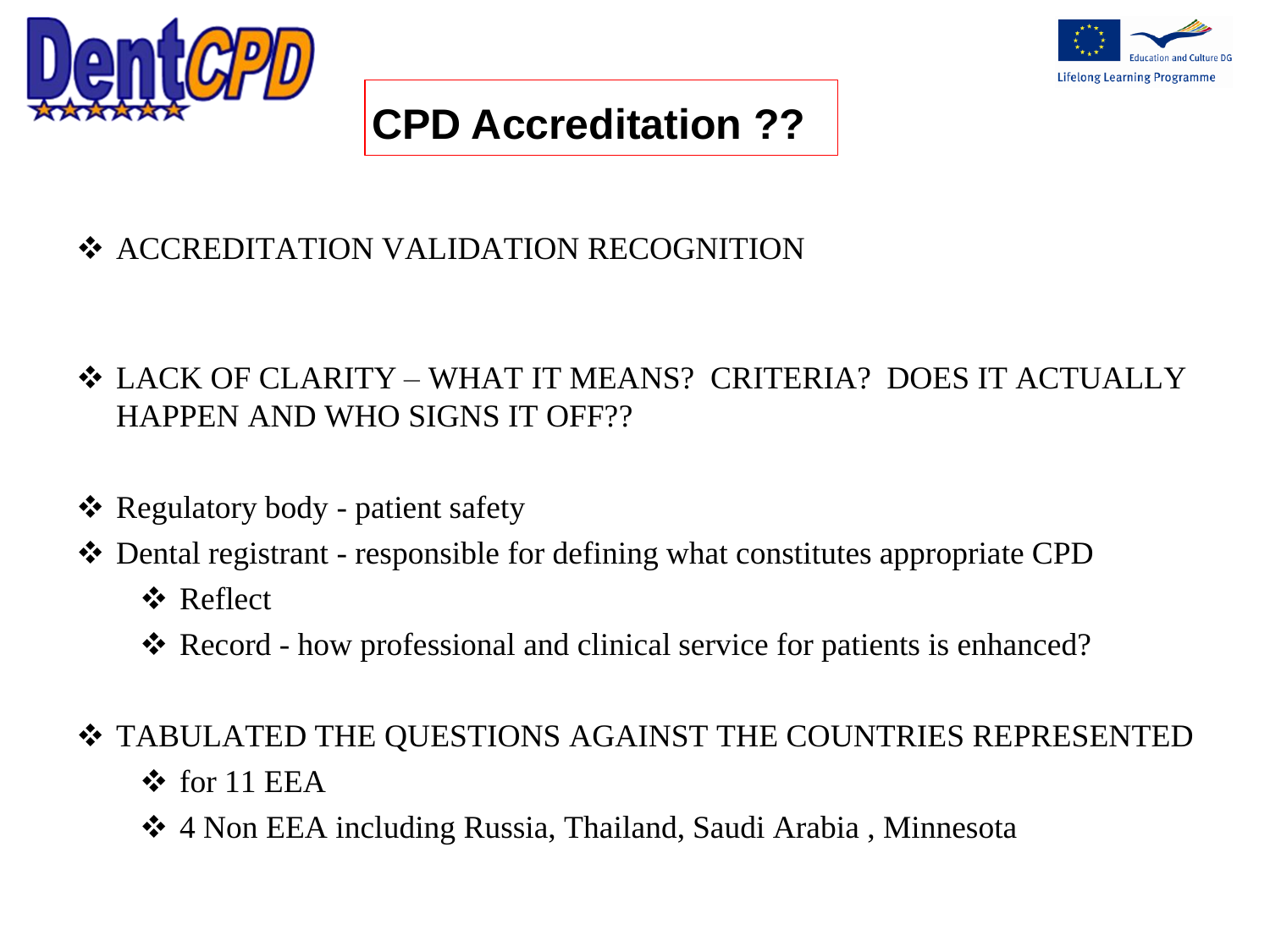# CPD Accreditation ??

- ACCREDITATION VALIDATION RECOGNITION

- LACK OF CLARITY – WHAT IT MEANS? CRITERIA? DOES IT ACTUALLY HAPPEN AND WHO SIGNS IT OFF??

- Regulatory body - patient safety
- Dental registrant - responsible for defining what constitutes appropriate CPD
  - Reflect
  - Record - how professional and clinical service for patients is enhanced?

- TABULATED THE QUESTIONS AGAINST THE COUNTRIES REPRESENTED
  - for 11 EEA
  - 4 Non EEA including Russia, Thailand, Saudi Arabia , Minnesota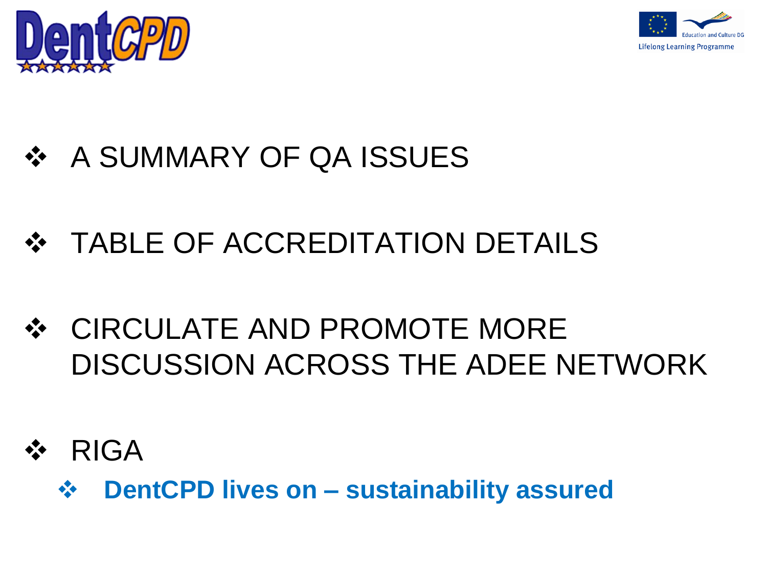- A SUMMARY OF QA ISSUES
- TABLE OF ACCREDITATION DETAILS
- CIRCULATE AND PROMOTE MORE DISCUSSION ACROSS THE ADEE NETWORK
- RIGA
  - **DentCPD lives on – sustainability assured**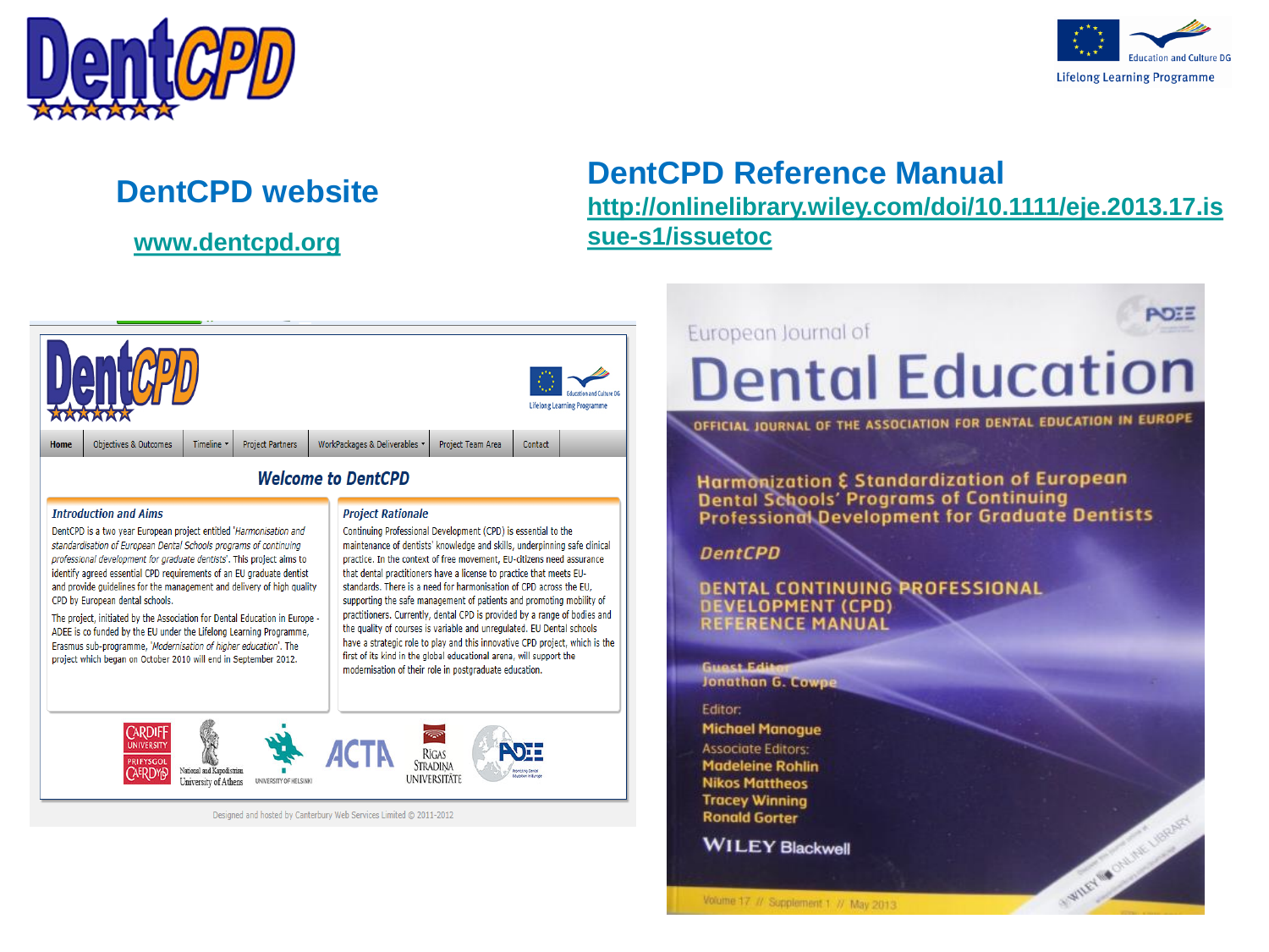## DentCPD website

www.dentcpd.org

## DentCPD Reference Manual

http://onlinelibrary.wiley.com/doi/10.1111/eje.2013.17.issue-s1/issuetoc

Home | Objectives & Outcomes | Timeline | Project Partners | WorkPackages & Deliverables | Project Team Area | Contact

### Welcome to DentCPD

**Introduction and Aims**

DentCPD is a two year European project entitled '*Harmonisation and standardisation of European Dental Schools programs of continuing professional development for graduate dentists*'. This project aims to identify agreed essential CPD requirements of an EU graduate dentist and provide guidelines for the management and delivery of high quality CPD by European dental schools.

The project, initiated by the Association for Dental Education in Europe - ADEE is co funded by the EU under the Lifelong Learning Programme, Erasmus sub-programme, '*Modernisation of higher education*'. The project which began on October 2010 will end in September 2012.

**Project Rationale**

Continuing Professional Development (CPD) is essential to the maintenance of dentists' knowledge and skills, underpinning safe clinical practice. In the context of free movement, EU-citizens need assurance that dental practitioners have a license to practice that meets EU-standards. There is a need for harmonisation of CPD across the EU, supporting the safe management of patients and promoting mobility of practitioners. Currently, dental CPD is provided by a range of bodies and the quality of courses is variable and unregulated. EU Dental schools have a strategic role to play and this innovative CPD project, which is the first of its kind in the global educational arena, will support the modernisation of their role in postgraduate education.

Designed and hosted by Canterbury Web Services Limited © 2011-2012

European Journal of Dental Education

OFFICIAL JOURNAL OF THE ASSOCIATION FOR DENTAL EDUCATION IN EUROPE

Harmonization & Standardization of European Dental Schools' Programs of Continuing Professional Development for Graduate Dentists

DentCPD

DENTAL CONTINUING PROFESSIONAL DEVELOPMENT (CPD) REFERENCE MANUAL

Guest Editor: Jonathan G. Cowpe

Editor: Michael Manogue

Associate Editors: Madeleine Rohlin, Nikos Mattheos, Tracey Winning, Ronald Gorter

WILEY Blackwell

Volume 17 // Supplement 1 // May 2013